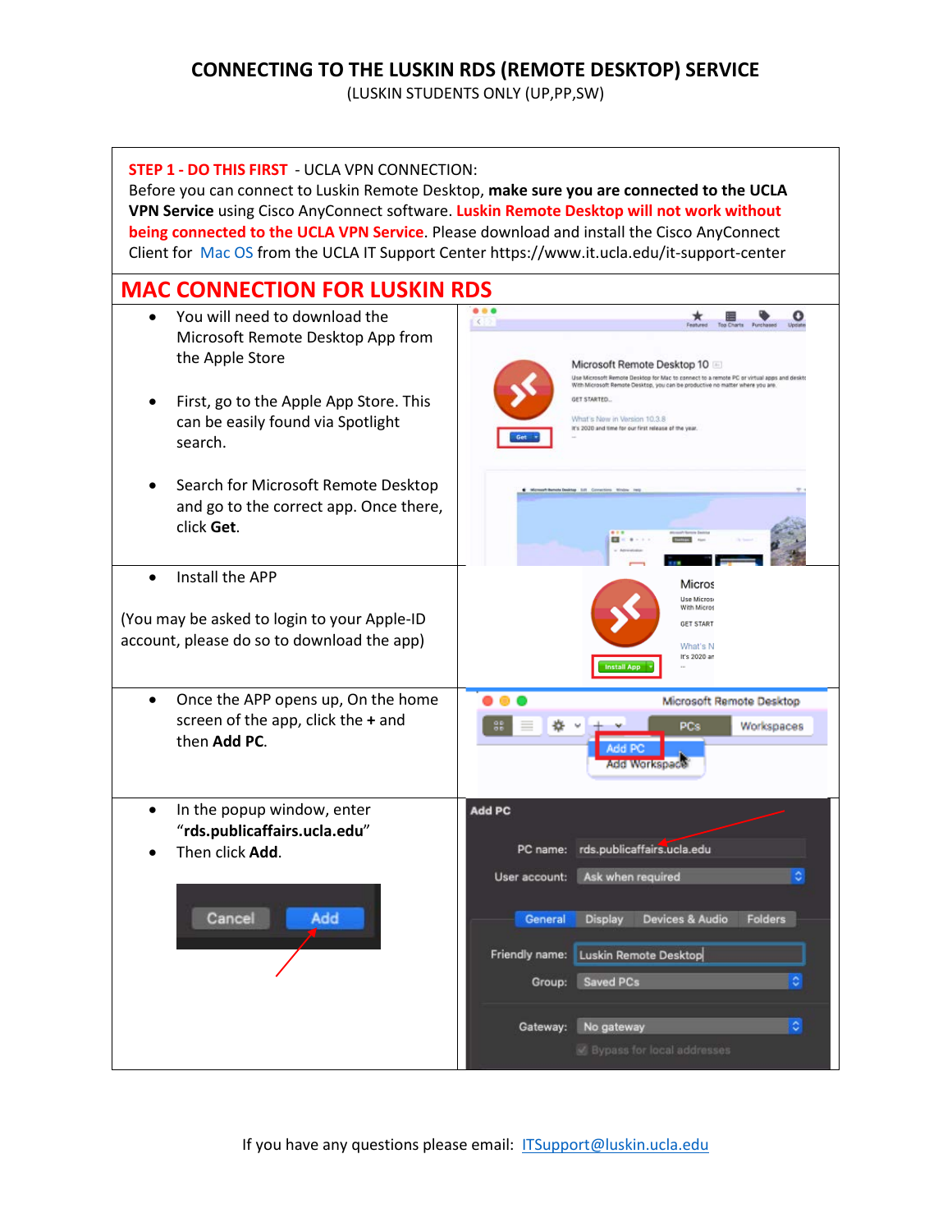# CONNECTING TO THE LUSKIN RDS (REMOTE DESKTOP) SERVICE

(LUSKIN STUDENTS ONLY (UP,PP,SW)

**STEP 1 - DO THIS FIRST** - UCLA VPN CONNECTION:
Before you can connect to Luskin Remote Desktop, **make sure you are connected to the UCLA VPN Service** using Cisco AnyConnect software. **Luskin Remote Desktop will not work without being connected to the UCLA VPN Service**. Please download and install the Cisco AnyConnect Client for Mac OS from the UCLA IT Support Center https://www.it.ucla.edu/it-support-center

## MAC CONNECTION FOR LUSKIN RDS

- You will need to download the Microsoft Remote Desktop App from the Apple Store
- First, go to the Apple App Store. This can be easily found via Spotlight search.
- Search for Microsoft Remote Desktop and go to the correct app. Once there, click **Get**.

- Install the APP

(You may be asked to login to your Apple-ID account, please do so to download the app)

- Once the APP opens up, On the home screen of the app, click the **+** and then **Add PC**.

- In the popup window, enter "**rds.publicaffairs.ucla.edu**"
- Then click **Add**.

If you have any questions please email: ITSupport@luskin.ucla.edu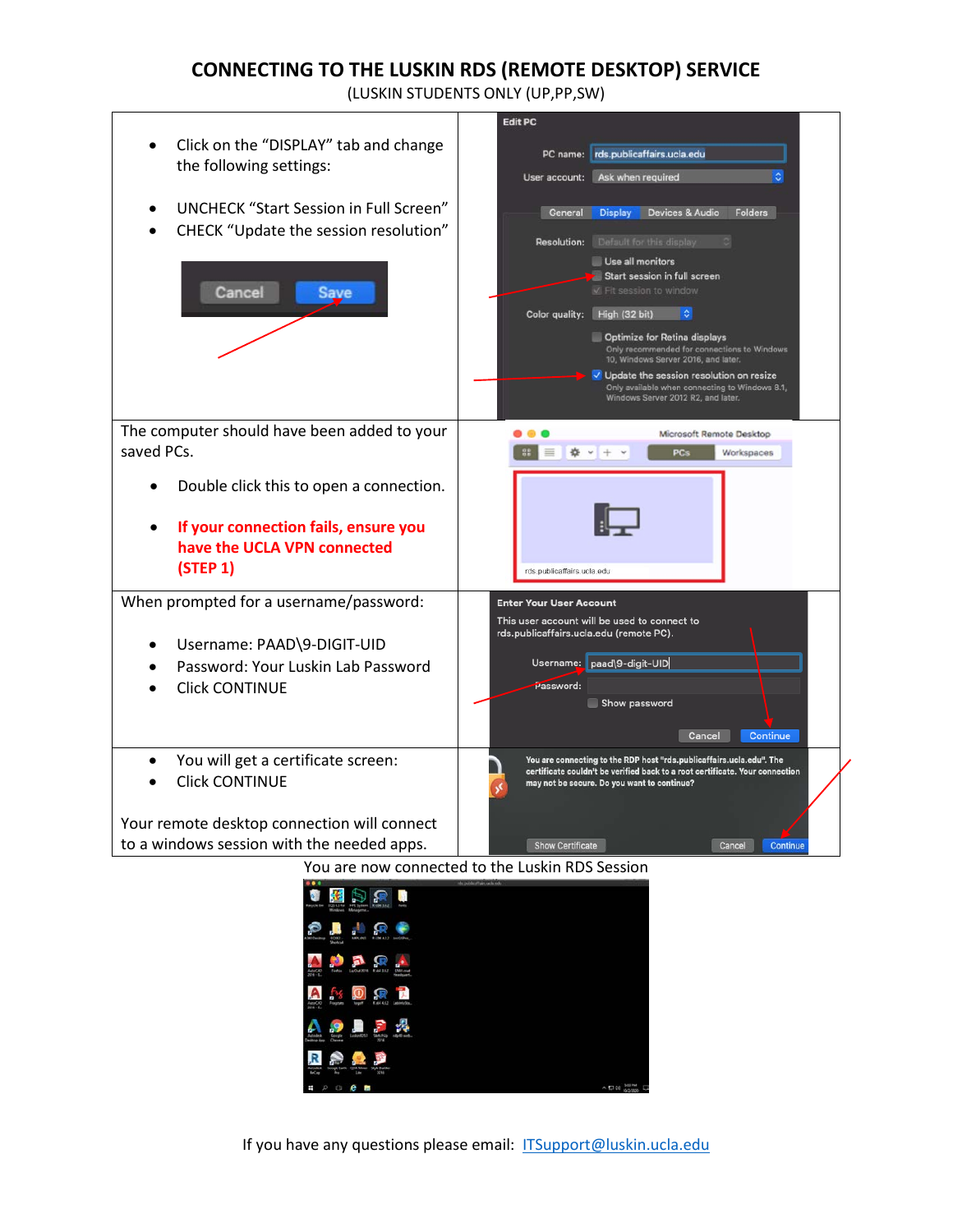# CONNECTING TO THE LUSKIN RDS (REMOTE DESKTOP) SERVICE

(LUSKIN STUDENTS ONLY (UP,PP,SW)

- Click on the "DISPLAY" tab and change the following settings:
- UNCHECK "Start Session in Full Screen"
- CHECK "Update the session resolution"

The computer should have been added to your saved PCs.

- Double click this to open a connection.
- **If your connection fails, ensure you have the UCLA VPN connected (STEP 1)**

When prompted for a username/password:

- Username: PAAD\9-DIGIT-UID
- Password: Your Luskin Lab Password
- Click CONTINUE

- You will get a certificate screen:
- Click CONTINUE

Your remote desktop connection will connect to a windows session with the needed apps.

You are now connected to the Luskin RDS Session

If you have any questions please email: ITSupport@luskin.ucla.edu